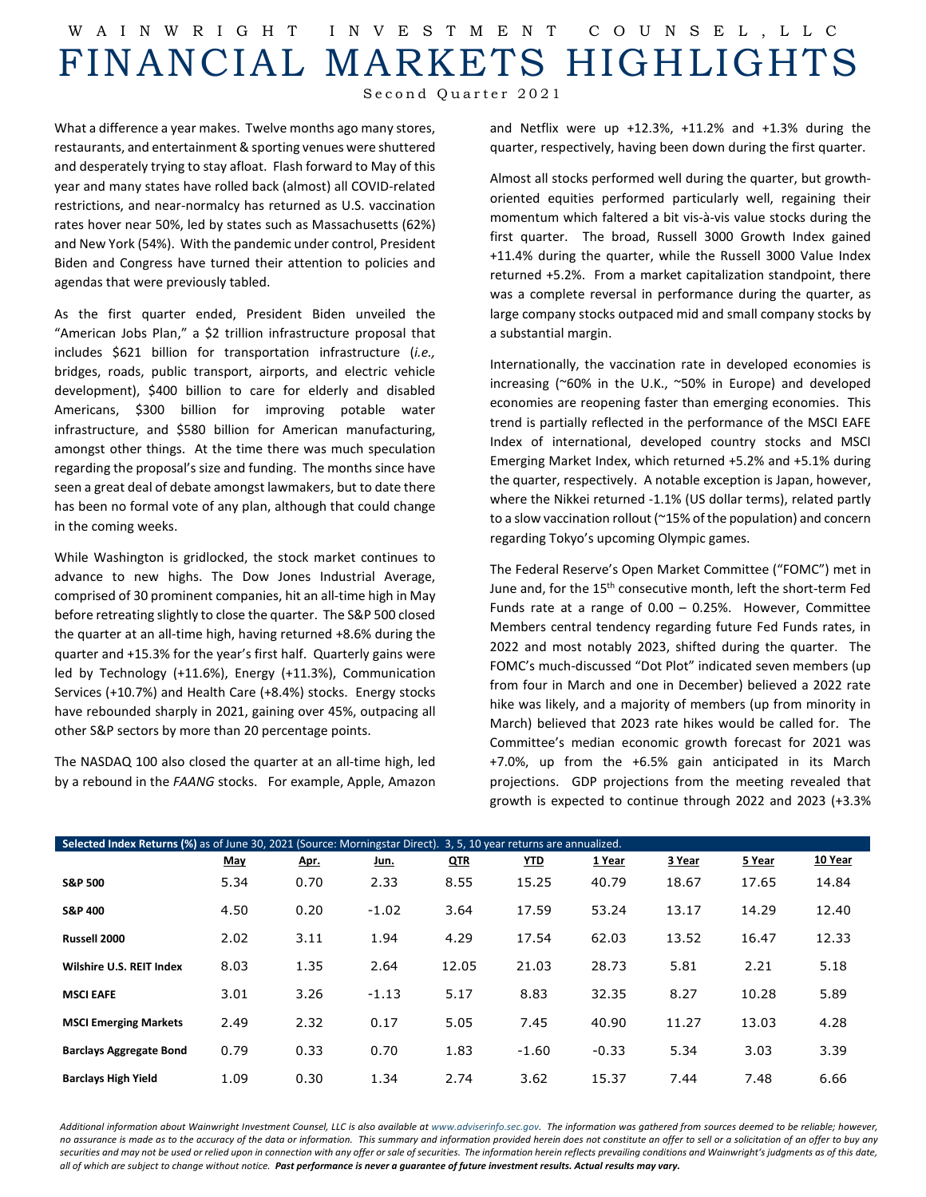# WAINWRIGHT INVESTMENT COUNSEL, LLC

# FINANCIAL MARKETS HIGHLIGHTS

Second Quarter 2021

What a difference a year makes. Twelve months ago many stores, restaurants, and entertainment & sporting venues were shuttered and desperately trying to stay afloat. Flash forward to May of this year and many states have rolled back (almost) all COVID-related restrictions, and near-normalcy has returned as U.S. vaccination rates hover near 50%, led by states such as Massachusetts (62%) and New York (54%). With the pandemic under control, President Biden and Congress have turned their attention to policies and agendas that were previously tabled.

As the first quarter ended, President Biden unveiled the "American Jobs Plan," a $2 trillion infrastructure proposal that includes $621 billion for transportation infrastructure (*i.e.,* bridges, roads, public transport, airports, and electric vehicle development), $400 billion to care for elderly and disabled Americans, $300 billion for improving potable water infrastructure, and $580 billion for American manufacturing, amongst other things. At the time there was much speculation regarding the proposal's size and funding. The months since have seen a great deal of debate amongst lawmakers, but to date there has been no formal vote of any plan, although that could change in the coming weeks.

While Washington is gridlocked, the stock market continues to advance to new highs. The Dow Jones Industrial Average, comprised of 30 prominent companies, hit an all-time high in May before retreating slightly to close the quarter. The S&P 500 closed the quarter at an all-time high, having returned +8.6% during the quarter and +15.3% for the year's first half. Quarterly gains were led by Technology (+11.6%), Energy (+11.3%), Communication Services (+10.7%) and Health Care (+8.4%) stocks. Energy stocks have rebounded sharply in 2021, gaining over 45%, outpacing all other S&P sectors by more than 20 percentage points.

The NASDAQ 100 also closed the quarter at an all-time high, led by a rebound in the *FAANG* stocks. For example, Apple, Amazon and Netflix were up +12.3%, +11.2% and +1.3% during the quarter, respectively, having been down during the first quarter.

Almost all stocks performed well during the quarter, but growth-oriented equities performed particularly well, regaining their momentum which faltered a bit vis-à-vis value stocks during the first quarter. The broad, Russell 3000 Growth Index gained +11.4% during the quarter, while the Russell 3000 Value Index returned +5.2%. From a market capitalization standpoint, there was a complete reversal in performance during the quarter, as large company stocks outpaced mid and small company stocks by a substantial margin.

Internationally, the vaccination rate in developed economies is increasing (~60% in the U.K., ~50% in Europe) and developed economies are reopening faster than emerging economies. This trend is partially reflected in the performance of the MSCI EAFE Index of international, developed country stocks and MSCI Emerging Market Index, which returned +5.2% and +5.1% during the quarter, respectively. A notable exception is Japan, however, where the Nikkei returned -1.1% (US dollar terms), related partly to a slow vaccination rollout (~15% of the population) and concern regarding Tokyo's upcoming Olympic games.

The Federal Reserve's Open Market Committee ("FOMC") met in June and, for the 15th consecutive month, left the short-term Fed Funds rate at a range of 0.00 – 0.25%. However, Committee Members central tendency regarding future Fed Funds rates, in 2022 and most notably 2023, shifted during the quarter. The FOMC's much-discussed "Dot Plot" indicated seven members (up from four in March and one in December) believed a 2022 rate hike was likely, and a majority of members (up from minority in March) believed that 2023 rate hikes would be called for. The Committee's median economic growth forecast for 2021 was +7.0%, up from the +6.5% gain anticipated in its March projections. GDP projections from the meeting revealed that growth is expected to continue through 2022 and 2023 (+3.3%

**Selected Index Returns (%)** as of June 30, 2021 (Source: Morningstar Direct). 3, 5, 10 year returns are annualized.

| | May | Apr. | Jun. | QTR | YTD | 1 Year | 3 Year | 5 Year | 10 Year |
|---|---|---|---|---|---|---|---|---|---|
| **S&P 500** | 5.34 | 0.70 | 2.33 | 8.55 | 15.25 | 40.79 | 18.67 | 17.65 | 14.84 |
| **S&P 400** | 4.50 | 0.20 | -1.02 | 3.64 | 17.59 | 53.24 | 13.17 | 14.29 | 12.40 |
| **Russell 2000** | 2.02 | 3.11 | 1.94 | 4.29 | 17.54 | 62.03 | 13.52 | 16.47 | 12.33 |
| **Wilshire U.S. REIT Index** | 8.03 | 1.35 | 2.64 | 12.05 | 21.03 | 28.73 | 5.81 | 2.21 | 5.18 |
| **MSCI EAFE** | 3.01 | 3.26 | -1.13 | 5.17 | 8.83 | 32.35 | 8.27 | 10.28 | 5.89 |
| **MSCI Emerging Markets** | 2.49 | 2.32 | 0.17 | 5.05 | 7.45 | 40.90 | 11.27 | 13.03 | 4.28 |
| **Barclays Aggregate Bond** | 0.79 | 0.33 | 0.70 | 1.83 | -1.60 | -0.33 | 5.34 | 3.03 | 3.39 |
| **Barclays High Yield** | 1.09 | 0.30 | 1.34 | 2.74 | 3.62 | 15.37 | 7.44 | 7.48 | 6.66 |

*Additional information about Wainwright Investment Counsel, LLC is also available at www.adviserinfo.sec.gov. The information was gathered from sources deemed to be reliable; however, no assurance is made as to the accuracy of the data or information. This summary and information provided herein does not constitute an offer to sell or a solicitation of an offer to buy any securities and may not be used or relied upon in connection with any offer or sale of securities. The information herein reflects prevailing conditions and Wainwright's judgments as of this date, all of which are subject to change without notice.* ***Past performance is never a guarantee of future investment results. Actual results may vary.***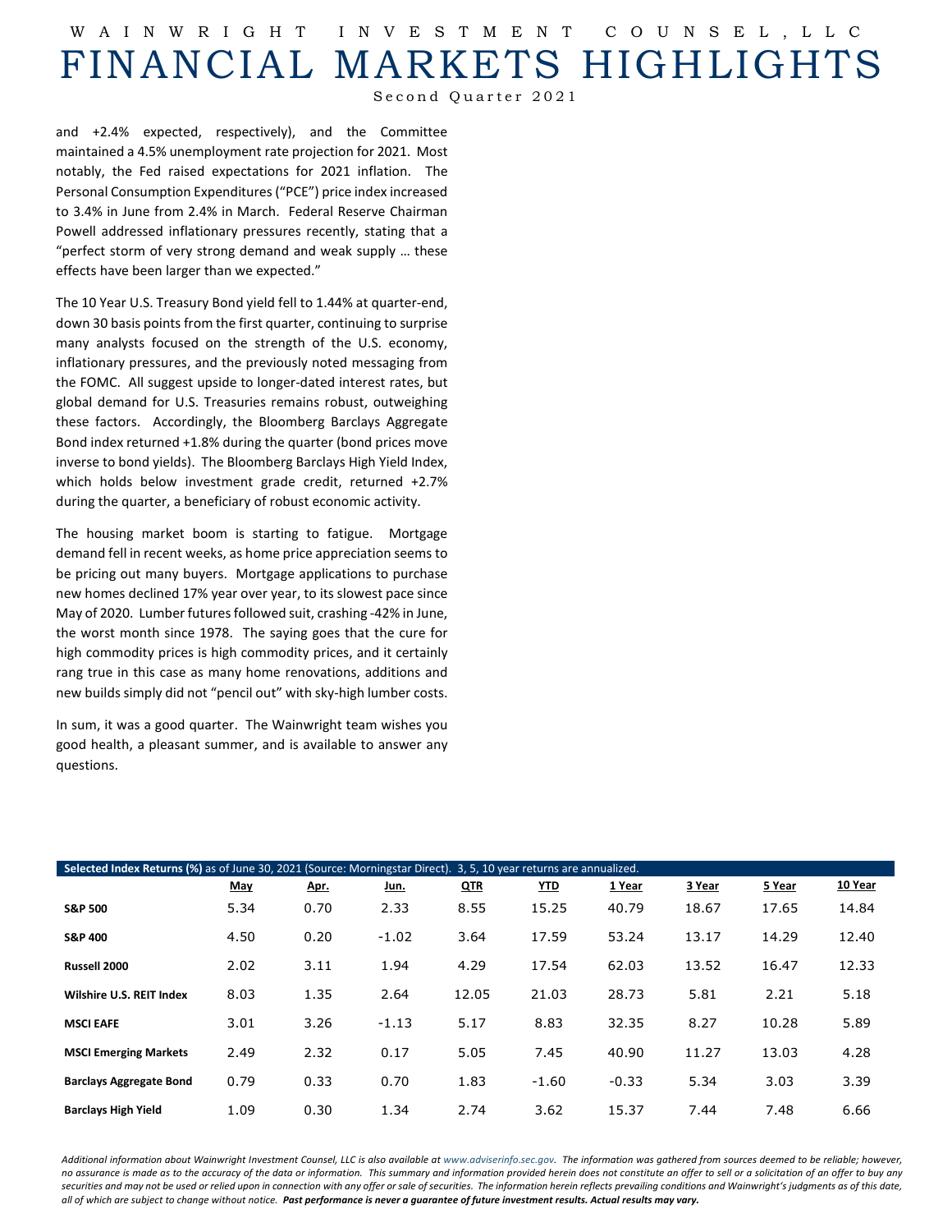and +2.4% expected, respectively), and the Committee maintained a 4.5% unemployment rate projection for 2021. Most notably, the Fed raised expectations for 2021 inflation. The Personal Consumption Expenditures ("PCE") price index increased to 3.4% in June from 2.4% in March. Federal Reserve Chairman Powell addressed inflationary pressures recently, stating that a "perfect storm of very strong demand and weak supply … these effects have been larger than we expected."

The 10 Year U.S. Treasury Bond yield fell to 1.44% at quarter-end, down 30 basis points from the first quarter, continuing to surprise many analysts focused on the strength of the U.S. economy, inflationary pressures, and the previously noted messaging from the FOMC. All suggest upside to longer-dated interest rates, but global demand for U.S. Treasuries remains robust, outweighing these factors. Accordingly, the Bloomberg Barclays Aggregate Bond index returned +1.8% during the quarter (bond prices move inverse to bond yields). The Bloomberg Barclays High Yield Index, which holds below investment grade credit, returned +2.7% during the quarter, a beneficiary of robust economic activity.

The housing market boom is starting to fatigue. Mortgage demand fell in recent weeks, as home price appreciation seems to be pricing out many buyers. Mortgage applications to purchase new homes declined 17% year over year, to its slowest pace since May of 2020. Lumber futures followed suit, crashing -42% in June, the worst month since 1978. The saying goes that the cure for high commodity prices is high commodity prices, and it certainly rang true in this case as many home renovations, additions and new builds simply did not "pencil out" with sky-high lumber costs.

In sum, it was a good quarter. The Wainwright team wishes you good health, a pleasant summer, and is available to answer any questions.

**Selected Index Returns (%)** as of June 30, 2021 (Source: Morningstar Direct). 3, 5, 10 year returns are annualized.

| | May | Apr. | Jun. | QTR | YTD | 1 Year | 3 Year | 5 Year | 10 Year |
|---|---|---|---|---|---|---|---|---|---|
| **S&P 500** | 5.34 | 0.70 | 2.33 | 8.55 | 15.25 | 40.79 | 18.67 | 17.65 | 14.84 |
| **S&P 400** | 4.50 | 0.20 | -1.02 | 3.64 | 17.59 | 53.24 | 13.17 | 14.29 | 12.40 |
| **Russell 2000** | 2.02 | 3.11 | 1.94 | 4.29 | 17.54 | 62.03 | 13.52 | 16.47 | 12.33 |
| **Wilshire U.S. REIT Index** | 8.03 | 1.35 | 2.64 | 12.05 | 21.03 | 28.73 | 5.81 | 2.21 | 5.18 |
| **MSCI EAFE** | 3.01 | 3.26 | -1.13 | 5.17 | 8.83 | 32.35 | 8.27 | 10.28 | 5.89 |
| **MSCI Emerging Markets** | 2.49 | 2.32 | 0.17 | 5.05 | 7.45 | 40.90 | 11.27 | 13.03 | 4.28 |
| **Barclays Aggregate Bond** | 0.79 | 0.33 | 0.70 | 1.83 | -1.60 | -0.33 | 5.34 | 3.03 | 3.39 |
| **Barclays High Yield** | 1.09 | 0.30 | 1.34 | 2.74 | 3.62 | 15.37 | 7.44 | 7.48 | 6.66 |

*Additional information about Wainwright Investment Counsel, LLC is also available at www.adviserinfo.sec.gov. The information was gathered from sources deemed to be reliable; however, no assurance is made as to the accuracy of the data or information. This summary and information provided herein does not constitute an offer to sell or a solicitation of an offer to buy any securities and may not be used or relied upon in connection with any offer or sale of securities. The information herein reflects prevailing conditions and Wainwright's judgments as of this date, all of which are subject to change without notice.* ***Past performance is never a guarantee of future investment results. Actual results may vary.***